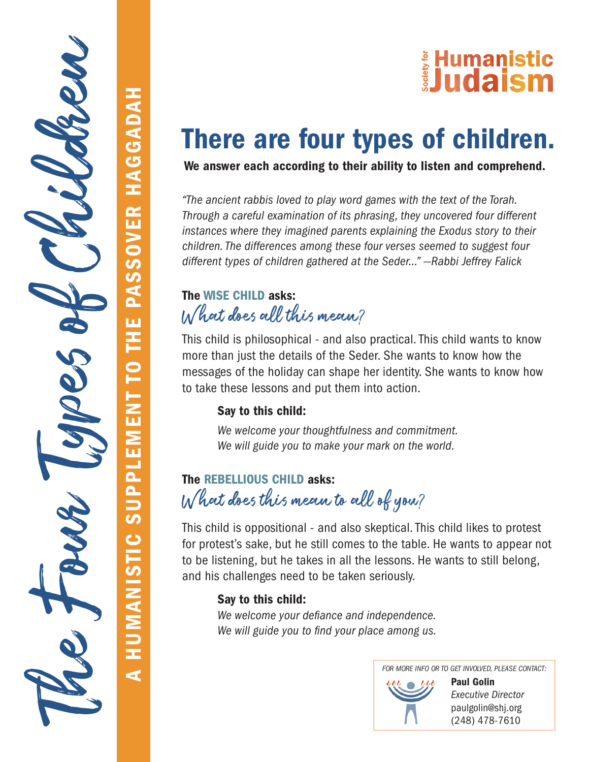# The Four Types of Children

**A HUMANISTIC SUPPLEMENT TO THE PASSOVER HAGGADAH**

Society for Humanistic Judaism

## There are four types of children.

**We answer each according to their ability to listen and comprehend.**

*"The ancient rabbis loved to play word games with the text of the Torah. Through a careful examination of its phrasing, they uncovered four different instances where they imagined parents explaining the Exodus story to their children. The differences among these four verses seemed to suggest four different types of children gathered at the Seder..." —Rabbi Jeffrey Falick*

### The WISE CHILD asks:

*What does all this mean?*

This child is philosophical - and also practical. This child wants to know more than just the details of the Seder. She wants to know how the messages of the holiday can shape her identity. She wants to know how to take these lessons and put them into action.

**Say to this child:**

*We welcome your thoughtfulness and commitment.*
*We will guide you to make your mark on the world.*

### The REBELLIOUS CHILD asks:

*What does this mean to all of you?*

This child is oppositional - and also skeptical. This child likes to protest for protest's sake, but he still comes to the table. He wants to appear not to be listening, but he takes in all the lessons. He wants to still belong, and his challenges need to be taken seriously.

**Say to this child:**

*We welcome your defiance and independence.*
*We will guide you to find your place among us.*

*FOR MORE INFO OR TO GET INVOLVED, PLEASE CONTACT:*

**Paul Golin**
*Executive Director*
paulgolin@shj.org
(248) 478-7610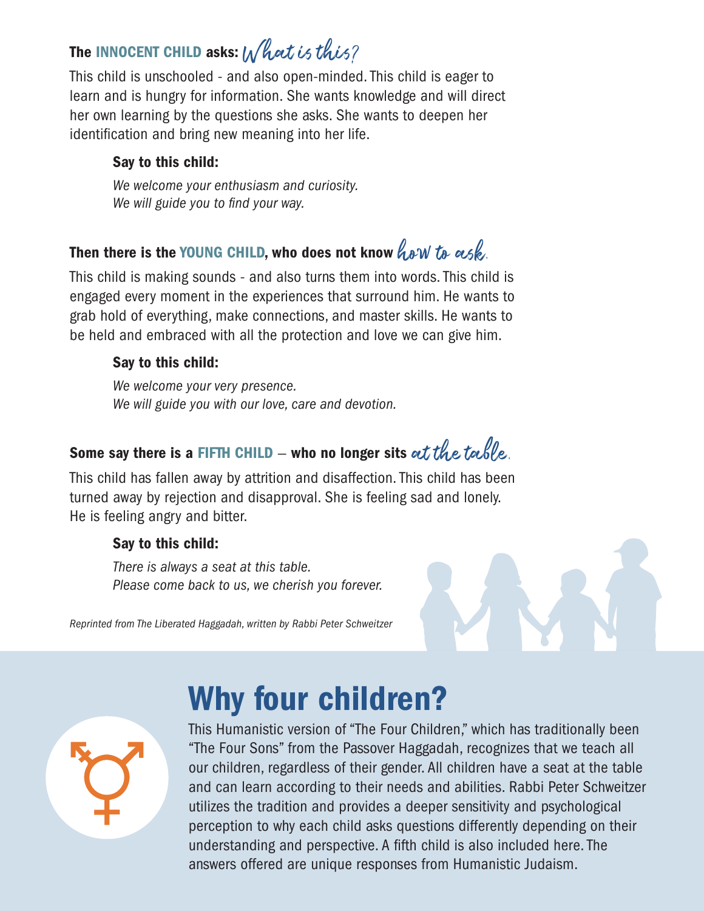**The INNOCENT CHILD asks:** *What is this?*

This child is unschooled - and also open-minded. This child is eager to learn and is hungry for information. She wants knowledge and will direct her own learning by the questions she asks. She wants to deepen her identification and bring new meaning into her life.

**Say to this child:**

*We welcome your enthusiasm and curiosity.*
*We will guide you to find your way.*

**Then there is the YOUNG CHILD, who does not know** *how to ask.*

This child is making sounds - and also turns them into words. This child is engaged every moment in the experiences that surround him. He wants to grab hold of everything, make connections, and master skills. He wants to be held and embraced with all the protection and love we can give him.

**Say to this child:**

*We welcome your very presence.*
*We will guide you with our love, care and devotion.*

**Some say there is a FIFTH CHILD – who no longer sits** *at the table.*

This child has fallen away by attrition and disaffection. This child has been turned away by rejection and disapproval. She is feeling sad and lonely. He is feeling angry and bitter.

**Say to this child:**

*There is always a seat at this table.*
*Please come back to us, we cherish you forever.*

*Reprinted from The Liberated Haggadah, written by Rabbi Peter Schweitzer*

# Why four children?

This Humanistic version of "The Four Children," which has traditionally been "The Four Sons" from the Passover Haggadah, recognizes that we teach all our children, regardless of their gender. All children have a seat at the table and can learn according to their needs and abilities. Rabbi Peter Schweitzer utilizes the tradition and provides a deeper sensitivity and psychological perception to why each child asks questions differently depending on their understanding and perspective. A fifth child is also included here. The answers offered are unique responses from Humanistic Judaism.